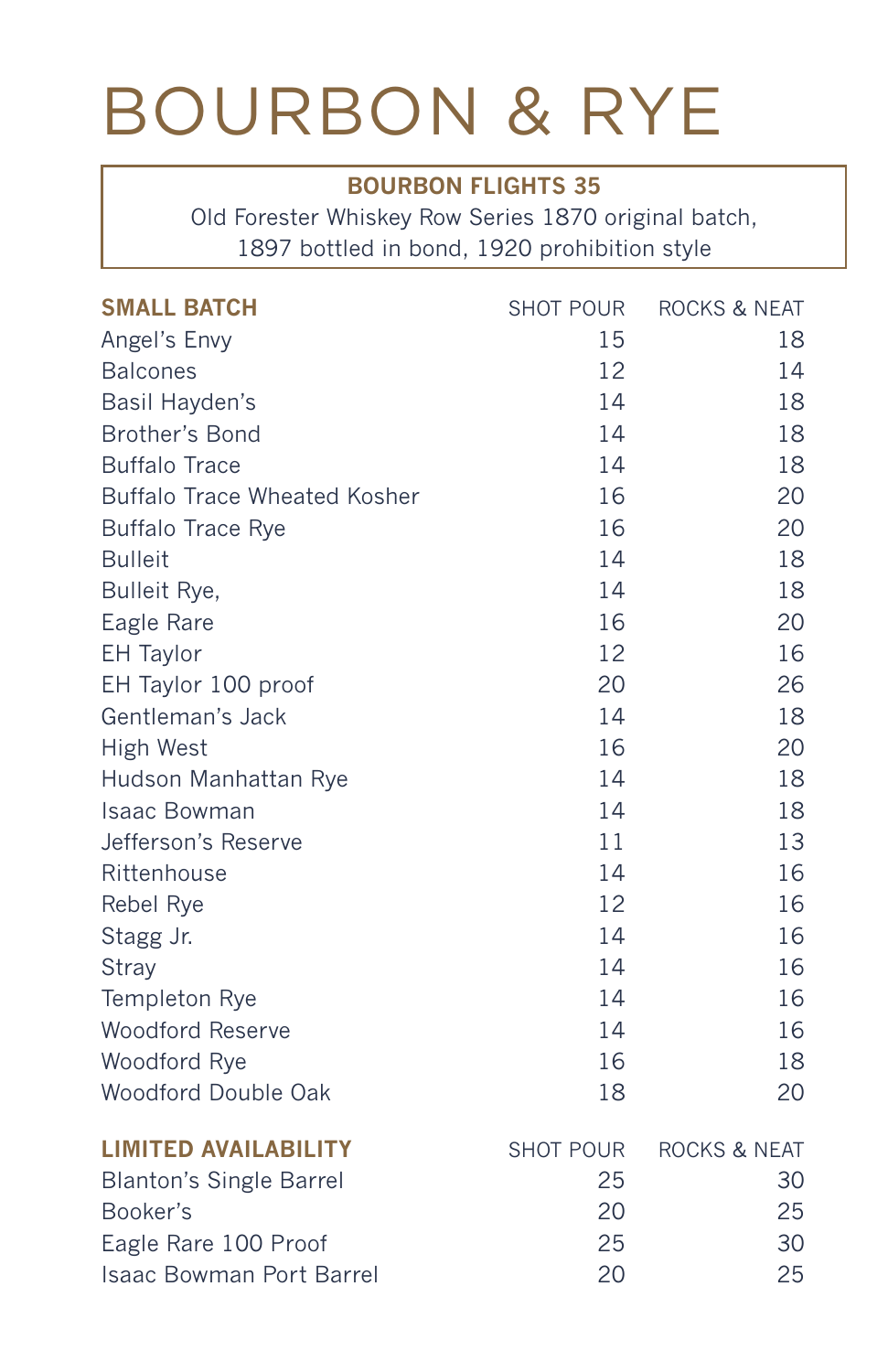# BOURBON & RYE

**BOURBON FLIGHTS 35**
Old Forester Whiskey Row Series 1870 original batch, 1897 bottled in bond, 1920 prohibition style

| SMALL BATCH | SHOT POUR | ROCKS & NEAT |
|---|---|---|
| Angel's Envy | 15 | 18 |
| Balcones | 12 | 14 |
| Basil Hayden's | 14 | 18 |
| Brother's Bond | 14 | 18 |
| Buffalo Trace | 14 | 18 |
| Buffalo Trace Wheated Kosher | 16 | 20 |
| Buffalo Trace Rye | 16 | 20 |
| Bulleit | 14 | 18 |
| Bulleit Rye, | 14 | 18 |
| Eagle Rare | 16 | 20 |
| EH Taylor | 12 | 16 |
| EH Taylor 100 proof | 20 | 26 |
| Gentleman's Jack | 14 | 18 |
| High West | 16 | 20 |
| Hudson Manhattan Rye | 14 | 18 |
| Isaac Bowman | 14 | 18 |
| Jefferson's Reserve | 11 | 13 |
| Rittenhouse | 14 | 16 |
| Rebel Rye | 12 | 16 |
| Stagg Jr. | 14 | 16 |
| Stray | 14 | 16 |
| Templeton Rye | 14 | 16 |
| Woodford Reserve | 14 | 16 |
| Woodford Rye | 16 | 18 |
| Woodford Double Oak | 18 | 20 |

| LIMITED AVAILABILITY | SHOT POUR | ROCKS & NEAT |
|---|---|---|
| Blanton's Single Barrel | 25 | 30 |
| Booker's | 20 | 25 |
| Eagle Rare 100 Proof | 25 | 30 |
| Isaac Bowman Port Barrel | 20 | 25 |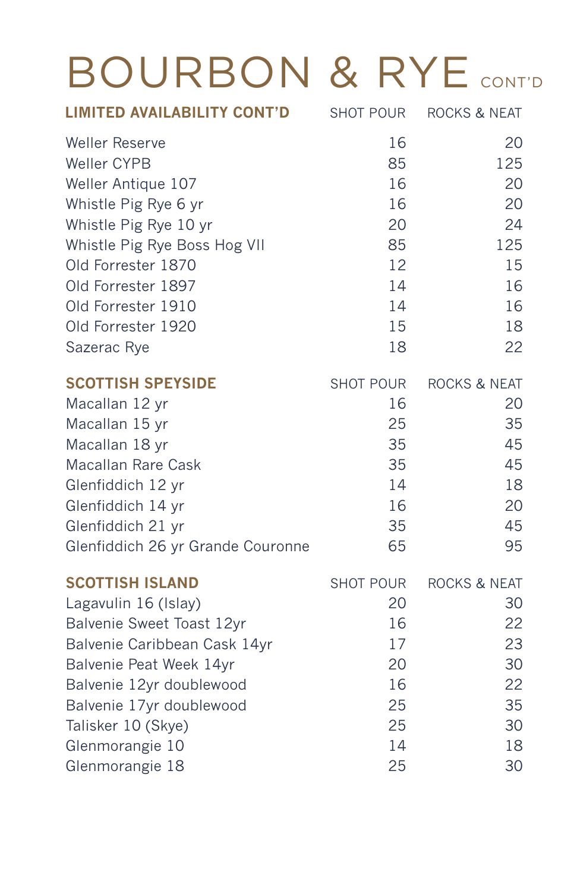# BOURBON & RYE CONT'D

| LIMITED AVAILABILITY CONT'D | SHOT POUR | ROCKS & NEAT |
|---|---|---|
| Weller Reserve | 16 | 20 |
| Weller CYPB | 85 | 125 |
| Weller Antique 107 | 16 | 20 |
| Whistle Pig Rye 6 yr | 16 | 20 |
| Whistle Pig Rye 10 yr | 20 | 24 |
| Whistle Pig Rye Boss Hog VII | 85 | 125 |
| Old Forrester 1870 | 12 | 15 |
| Old Forrester 1897 | 14 | 16 |
| Old Forrester 1910 | 14 | 16 |
| Old Forrester 1920 | 15 | 18 |
| Sazerac Rye | 18 | 22 |

| SCOTTISH SPEYSIDE | SHOT POUR | ROCKS & NEAT |
|---|---|---|
| Macallan 12 yr | 16 | 20 |
| Macallan 15 yr | 25 | 35 |
| Macallan 18 yr | 35 | 45 |
| Macallan Rare Cask | 35 | 45 |
| Glenfiddich 12 yr | 14 | 18 |
| Glenfiddich 14 yr | 16 | 20 |
| Glenfiddich 21 yr | 35 | 45 |
| Glenfiddich 26 yr Grande Couronne | 65 | 95 |

| SCOTTISH ISLAND | SHOT POUR | ROCKS & NEAT |
|---|---|---|
| Lagavulin 16 (Islay) | 20 | 30 |
| Balvenie Sweet Toast 12yr | 16 | 22 |
| Balvenie Caribbean Cask 14yr | 17 | 23 |
| Balvenie Peat Week 14yr | 20 | 30 |
| Balvenie 12yr doublewood | 16 | 22 |
| Balvenie 17yr doublewood | 25 | 35 |
| Talisker 10 (Skye) | 25 | 30 |
| Glenmorangie 10 | 14 | 18 |
| Glenmorangie 18 | 25 | 30 |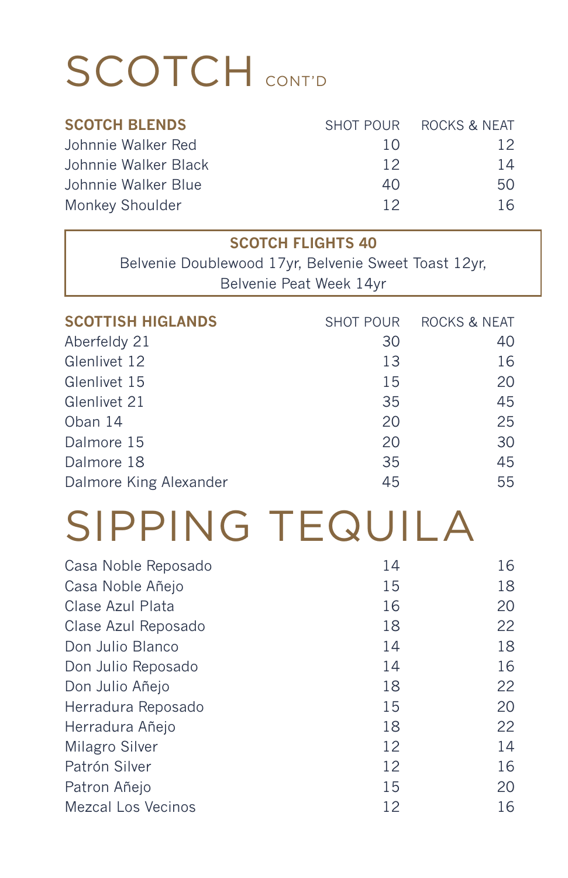# SCOTCH CONT'D

| SCOTCH BLENDS | SHOT POUR | ROCKS & NEAT |
|---|---|---|
| Johnnie Walker Red | 10 | 12 |
| Johnnie Walker Black | 12 | 14 |
| Johnnie Walker Blue | 40 | 50 |
| Monkey Shoulder | 12 | 16 |

**SCOTCH FLIGHTS 40**

Belvenie Doublewood 17yr, Belvenie Sweet Toast 12yr, Belvenie Peat Week 14yr

| SCOTTISH HIGLANDS | SHOT POUR | ROCKS & NEAT |
|---|---|---|
| Aberfeldy 21 | 30 | 40 |
| Glenlivet 12 | 13 | 16 |
| Glenlivet 15 | 15 | 20 |
| Glenlivet 21 | 35 | 45 |
| Oban 14 | 20 | 25 |
| Dalmore 15 | 20 | 30 |
| Dalmore 18 | 35 | 45 |
| Dalmore King Alexander | 45 | 55 |

# SIPPING TEQUILA

| | | |
|---|---|---|
| Casa Noble Reposado | 14 | 16 |
| Casa Noble Añejo | 15 | 18 |
| Clase Azul Plata | 16 | 20 |
| Clase Azul Reposado | 18 | 22 |
| Don Julio Blanco | 14 | 18 |
| Don Julio Reposado | 14 | 16 |
| Don Julio Añejo | 18 | 22 |
| Herradura Reposado | 15 | 20 |
| Herradura Añejo | 18 | 22 |
| Milagro Silver | 12 | 14 |
| Patrón Silver | 12 | 16 |
| Patron Añejo | 15 | 20 |
| Mezcal Los Vecinos | 12 | 16 |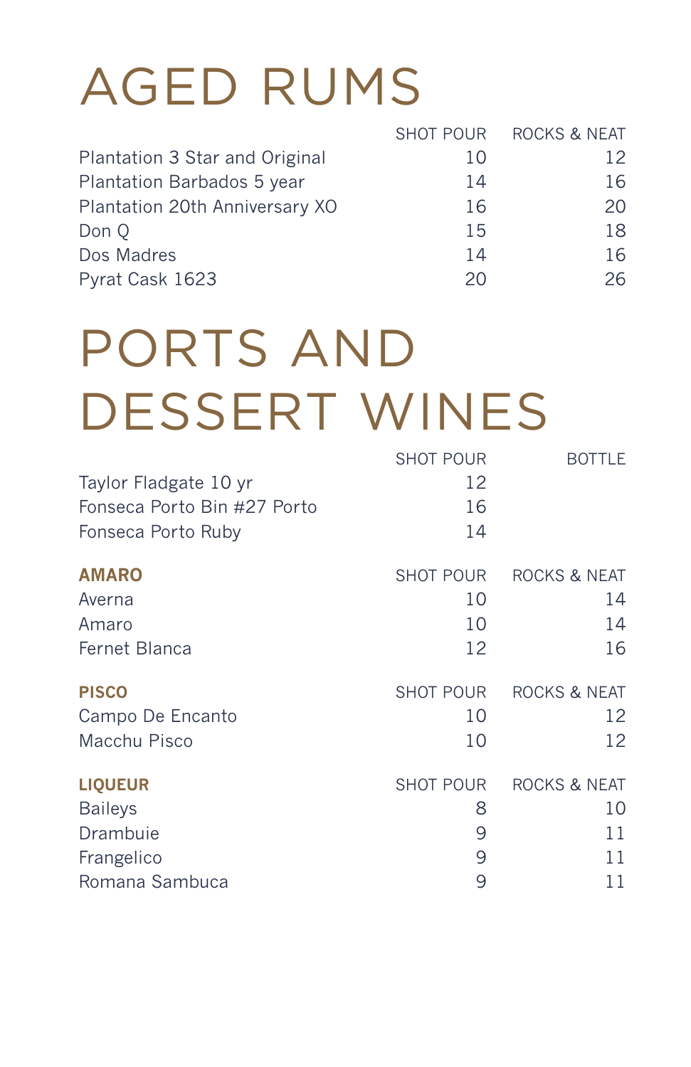# AGED RUMS

| | SHOT POUR | ROCKS & NEAT |
|---|---|---|
| Plantation 3 Star and Original | 10 | 12 |
| Plantation Barbados 5 year | 14 | 16 |
| Plantation 20th Anniversary XO | 16 | 20 |
| Don Q | 15 | 18 |
| Dos Madres | 14 | 16 |
| Pyrat Cask 1623 | 20 | 26 |

# PORTS AND DESSERT WINES

| | SHOT POUR | BOTTLE |
|---|---|---|
| Taylor Fladgate 10 yr | 12 | |
| Fonseca Porto Bin #27 Porto | 16 | |
| Fonseca Porto Ruby | 14 | |

| **AMARO** | SHOT POUR | ROCKS & NEAT |
|---|---|---|
| Averna | 10 | 14 |
| Amaro | 10 | 14 |
| Fernet Blanca | 12 | 16 |

| **PISCO** | SHOT POUR | ROCKS & NEAT |
|---|---|---|
| Campo De Encanto | 10 | 12 |
| Macchu Pisco | 10 | 12 |

| **LIQUEUR** | SHOT POUR | ROCKS & NEAT |
|---|---|---|
| Baileys | 8 | 10 |
| Drambuie | 9 | 11 |
| Frangelico | 9 | 11 |
| Romana Sambuca | 9 | 11 |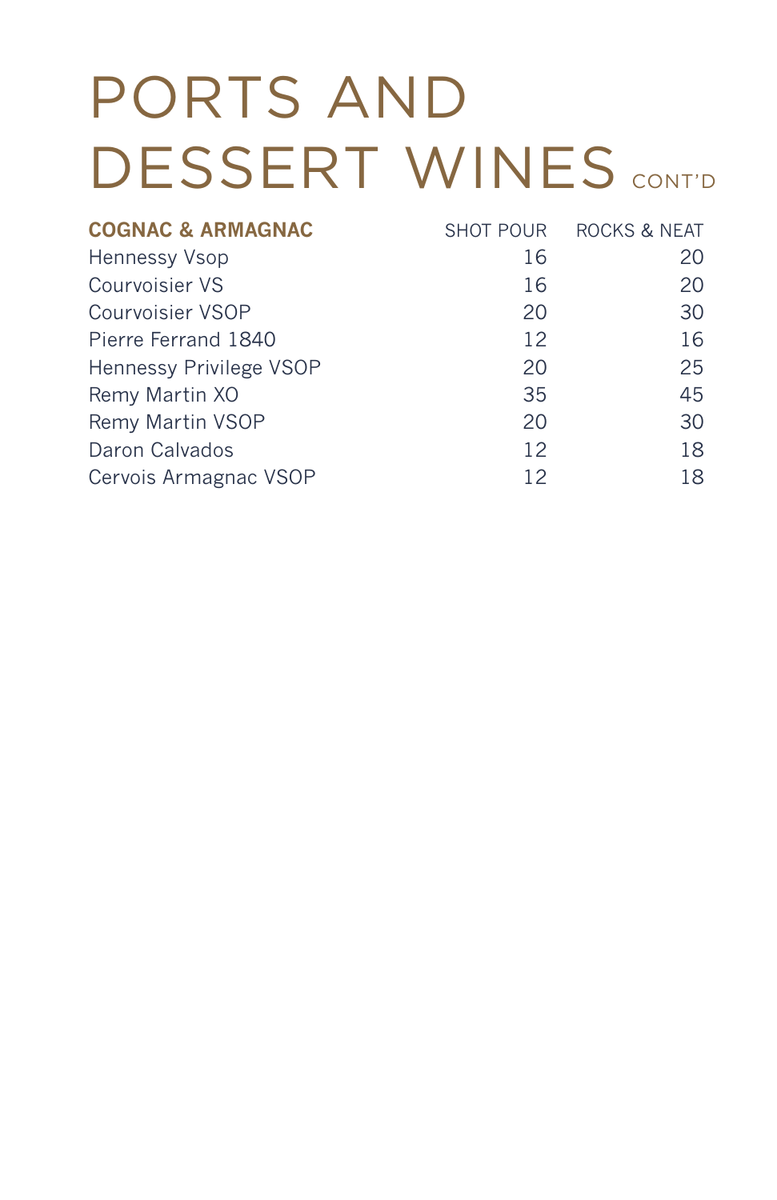# PORTS AND DESSERT WINES CONT'D

| COGNAC & ARMAGNAC | SHOT POUR | ROCKS & NEAT |
|---|---|---|
| Hennessy Vsop | 16 | 20 |
| Courvoisier VS | 16 | 20 |
| Courvoisier VSOP | 20 | 30 |
| Pierre Ferrand 1840 | 12 | 16 |
| Hennessy Privilege VSOP | 20 | 25 |
| Remy Martin XO | 35 | 45 |
| Remy Martin VSOP | 20 | 30 |
| Daron Calvados | 12 | 18 |
| Cervois Armagnac VSOP | 12 | 18 |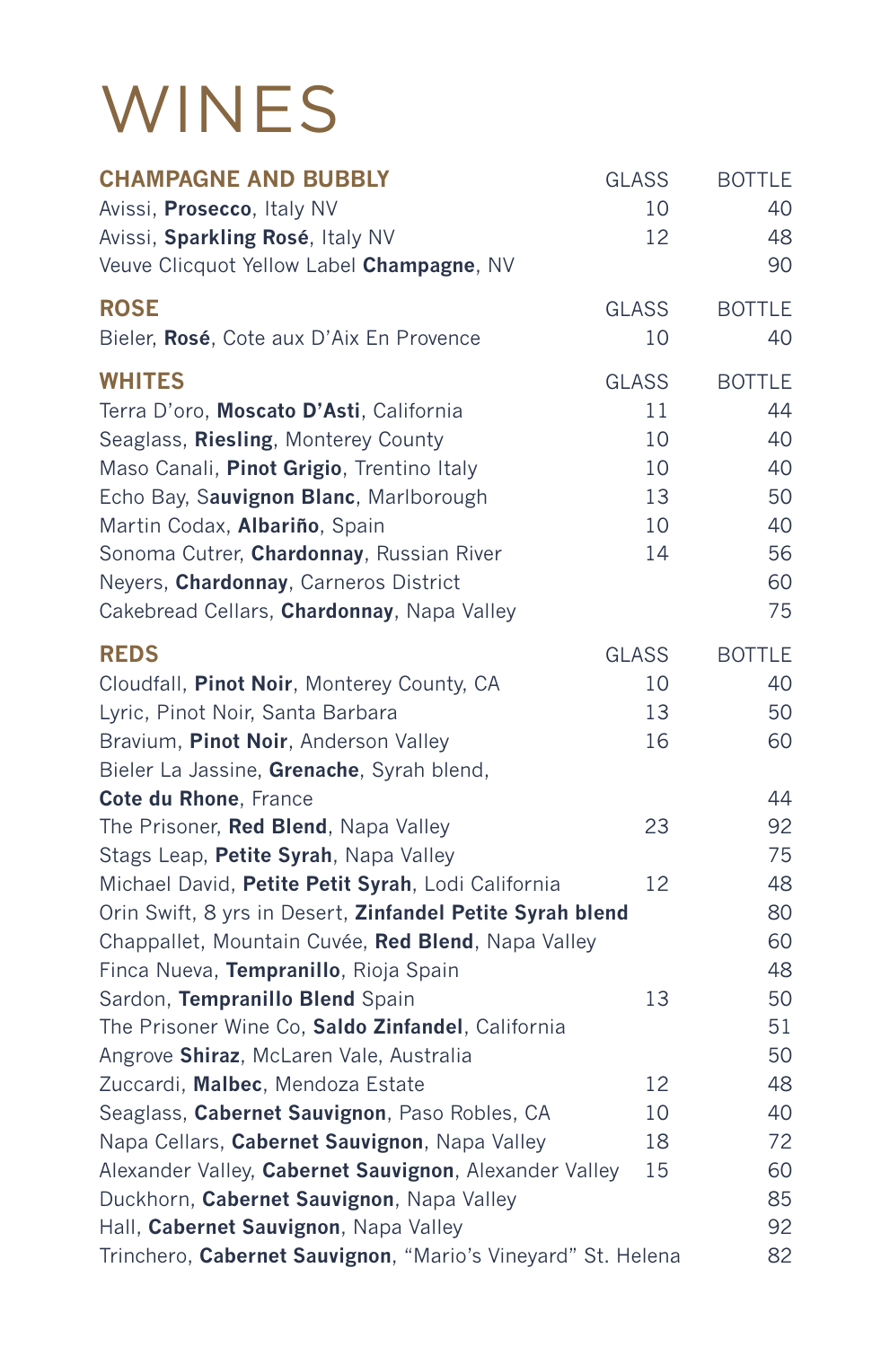# WINES

| CHAMPAGNE AND BUBBLY | GLASS | BOTTLE |
|---|---|---|
| Avissi, **Prosecco**, Italy NV | 10 | 40 |
| Avissi, **Sparkling Rosé**, Italy NV | 12 | 48 |
| Veuve Clicquot Yellow Label **Champagne**, NV | | 90 |

| ROSE | GLASS | BOTTLE |
|---|---|---|
| Bieler, **Rosé**, Cote aux D'Aix En Provence | 10 | 40 |

| WHITES | GLASS | BOTTLE |
|---|---|---|
| Terra D'oro, **Moscato D'Asti**, California | 11 | 44 |
| Seaglass, **Riesling**, Monterey County | 10 | 40 |
| Maso Canali, **Pinot Grigio**, Trentino Italy | 10 | 40 |
| Echo Bay, S**auvignon Blanc**, Marlborough | 13 | 50 |
| Martin Codax, **Albariño**, Spain | 10 | 40 |
| Sonoma Cutrer, **Chardonnay**, Russian River | 14 | 56 |
| Neyers, **Chardonnay**, Carneros District | | 60 |
| Cakebread Cellars, **Chardonnay**, Napa Valley | | 75 |

| REDS | GLASS | BOTTLE |
|---|---|---|
| Cloudfall, **Pinot Noir**, Monterey County, CA | 10 | 40 |
| Lyric, Pinot Noir, Santa Barbara | 13 | 50 |
| Bravium, **Pinot Noir**, Anderson Valley | 16 | 60 |
| Bieler La Jassine, **Grenache**, Syrah blend, **Cote du Rhone**, France | | 44 |
| The Prisoner, **Red Blend**, Napa Valley | 23 | 92 |
| Stags Leap, **Petite Syrah**, Napa Valley | | 75 |
| Michael David, **Petite Petit Syrah**, Lodi California | 12 | 48 |
| Orin Swift, 8 yrs in Desert, **Zinfandel Petite Syrah blend** | | 80 |
| Chappallet, Mountain Cuvée, **Red Blend**, Napa Valley | | 60 |
| Finca Nueva, **Tempranillo**, Rioja Spain | | 48 |
| Sardon, **Tempranillo Blend** Spain | 13 | 50 |
| The Prisoner Wine Co, **Saldo Zinfandel**, California | | 51 |
| Angrove **Shiraz**, McLaren Vale, Australia | | 50 |
| Zuccardi, **Malbec**, Mendoza Estate | 12 | 48 |
| Seaglass, **Cabernet Sauvignon**, Paso Robles, CA | 10 | 40 |
| Napa Cellars, **Cabernet Sauvignon**, Napa Valley | 18 | 72 |
| Alexander Valley, **Cabernet Sauvignon**, Alexander Valley | 15 | 60 |
| Duckhorn, **Cabernet Sauvignon**, Napa Valley | | 85 |
| Hall, **Cabernet Sauvignon**, Napa Valley | | 92 |
| Trinchero, **Cabernet Sauvignon**, "Mario's Vineyard" St. Helena | | 82 |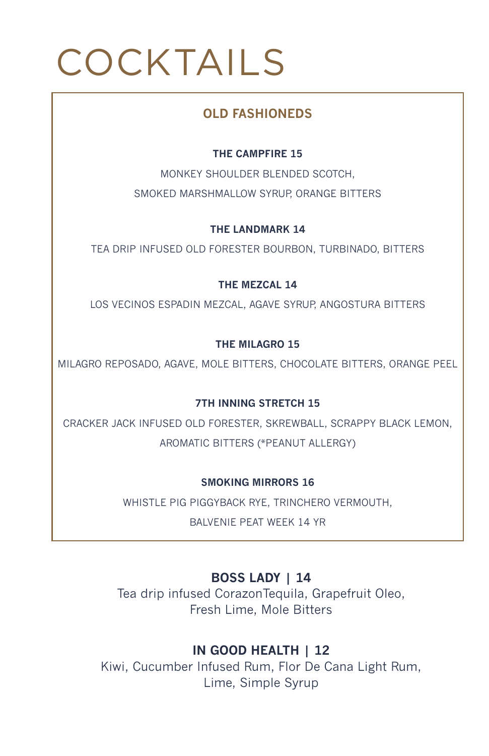# COCKTAILS

## OLD FASHIONEDS

**THE CAMPFIRE 15**

MONKEY SHOULDER BLENDED SCOTCH,
SMOKED MARSHMALLOW SYRUP, ORANGE BITTERS

**THE LANDMARK 14**

TEA DRIP INFUSED OLD FORESTER BOURBON, TURBINADO, BITTERS

**THE MEZCAL 14**

LOS VECINOS ESPADIN MEZCAL, AGAVE SYRUP, ANGOSTURA BITTERS

**THE MILAGRO 15**

MILAGRO REPOSADO, AGAVE, MOLE BITTERS, CHOCOLATE BITTERS, ORANGE PEEL

**7TH INNING STRETCH 15**

CRACKER JACK INFUSED OLD FORESTER, SKREWBALL, SCRAPPY BLACK LEMON,
AROMATIC BITTERS (*PEANUT ALLERGY)

**SMOKING MIRRORS 16**

WHISTLE PIG PIGGYBACK RYE, TRINCHERO VERMOUTH,
BALVENIE PEAT WEEK 14 YR

**BOSS LADY | 14**

Tea drip infused CorazonTequila, Grapefruit Oleo,
Fresh Lime, Mole Bitters

**IN GOOD HEALTH | 12**

Kiwi, Cucumber Infused Rum, Flor De Cana Light Rum,
Lime, Simple Syrup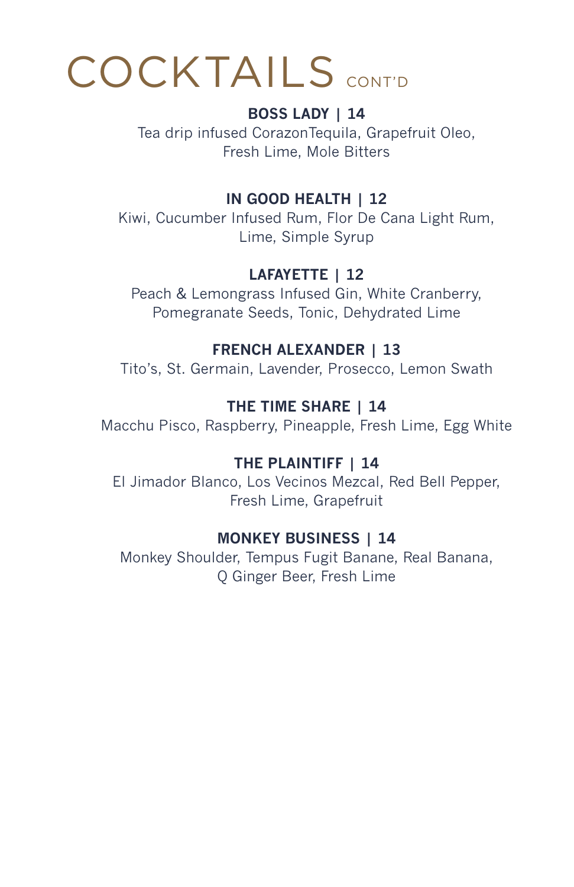# COCKTAILS CONT'D

**BOSS LADY | 14**
Tea drip infused CorazonTequila, Grapefruit Oleo, Fresh Lime, Mole Bitters

**IN GOOD HEALTH | 12**
Kiwi, Cucumber Infused Rum, Flor De Cana Light Rum, Lime, Simple Syrup

**LAFAYETTE | 12**
Peach & Lemongrass Infused Gin, White Cranberry, Pomegranate Seeds, Tonic, Dehydrated Lime

**FRENCH ALEXANDER | 13**
Tito's, St. Germain, Lavender, Prosecco, Lemon Swath

**THE TIME SHARE | 14**
Macchu Pisco, Raspberry, Pineapple, Fresh Lime, Egg White

**THE PLAINTIFF | 14**
El Jimador Blanco, Los Vecinos Mezcal, Red Bell Pepper, Fresh Lime, Grapefruit

**MONKEY BUSINESS | 14**
Monkey Shoulder, Tempus Fugit Banane, Real Banana, Q Ginger Beer, Fresh Lime